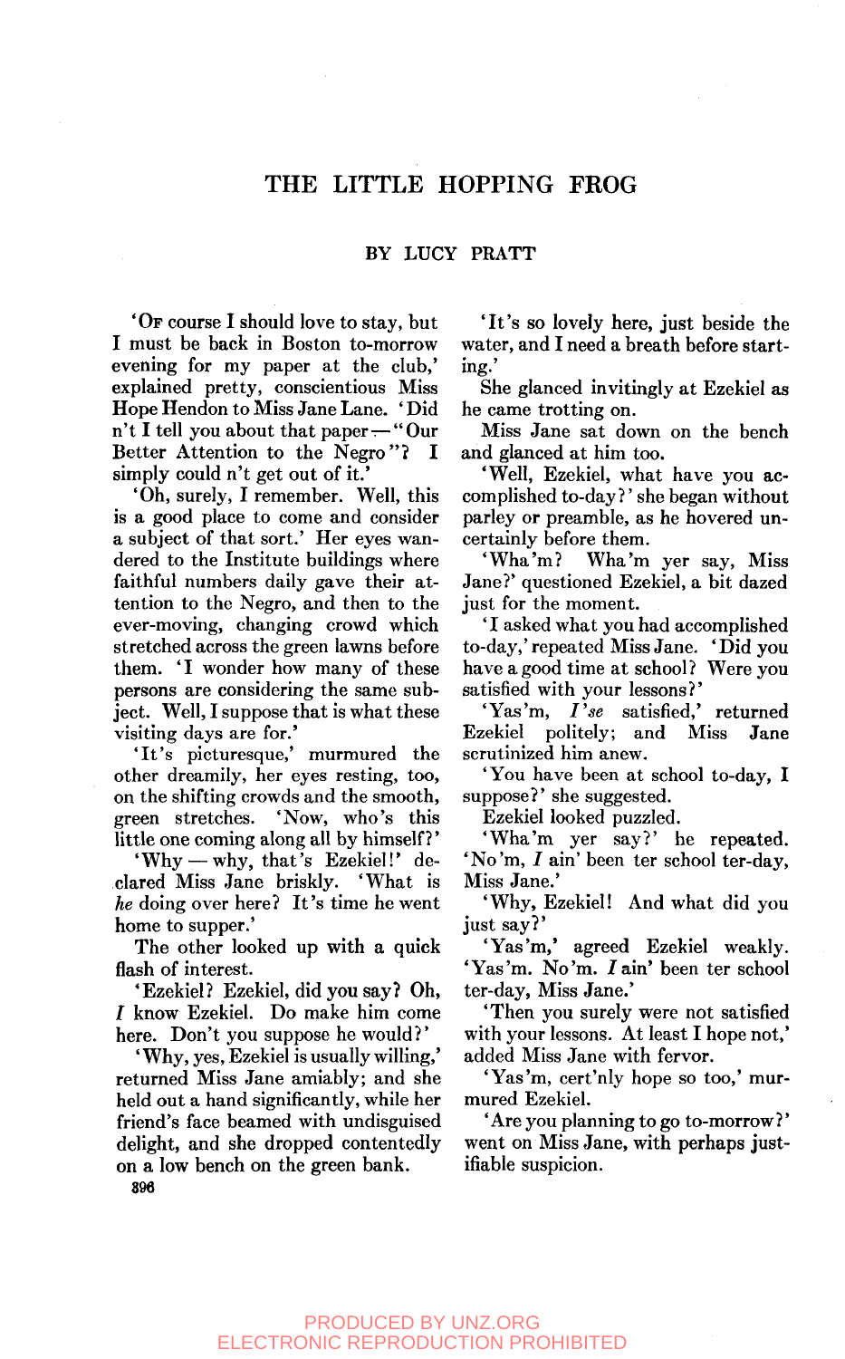# THE LITTLE HOPPING FROG

BY LUCY PRATT

'Of course I should love to stay, but I must be back in Boston to-morrow evening for my paper at the club,' explained pretty, conscientious Miss Hope Hendon to Miss Jane Lane. 'Didn't I tell you about that paper — "Our Better Attention to the Negro"? I simply could n't get out of it.'

'Oh, surely, I remember. Well, this is a good place to come and consider a subject of that sort.' Her eyes wandered to the Institute buildings where faithful numbers daily gave their attention to the Negro, and then to the ever-moving, changing crowd which stretched across the green lawns before them. 'I wonder how many of these persons are considering the same subject. Well, I suppose that is what these visiting days are for.'

'It's picturesque,' murmured the other dreamily, her eyes resting, too, on the shifting crowds and the smooth, green stretches. 'Now, who's this little one coming along all by himself?'

'Why — why, that's Ezekiel!' declared Miss Jane briskly. 'What is *he* doing over here? It's time he went home to supper.'

The other looked up with a quick flash of interest.

'Ezekiel? Ezekiel, did you say? Oh, *I* know Ezekiel. Do make him come here. Don't you suppose he would?'

'Why, yes, Ezekiel is usually willing,' returned Miss Jane amiably; and she held out a hand significantly, while her friend's face beamed with undisguised delight, and she dropped contentedly on a low bench on the green bank.

'It's so lovely here, just beside the water, and I need a breath before starting.'

She glanced invitingly at Ezekiel as he came trotting on.

Miss Jane sat down on the bench and glanced at him too.

'Well, Ezekiel, what have you accomplished to-day?' she began without parley or preamble, as he hovered uncertainly before them.

'Wha'm? Wha'm yer say, Miss Jane?' questioned Ezekiel, a bit dazed just for the moment.

'I asked what you had accomplished to-day,' repeated Miss Jane. 'Did you have a good time at school? Were you satisfied with your lessons?'

'Yas'm, *I'se* satisfied,' returned Ezekiel politely; and Miss Jane scrutinized him anew.

'You have been at school to-day, I suppose?' she suggested.

Ezekiel looked puzzled.

'Wha'm yer say?' he repeated. 'No'm, *I* ain' been ter school ter-day, Miss Jane.'

'Why, Ezekiel! And what did you just say?'

'Yas'm,' agreed Ezekiel weakly. 'Yas'm. No'm. *I* ain' been ter school ter-day, Miss Jane.'

'Then you surely were not satisfied with your lessons. At least I hope not,' added Miss Jane with fervor.

'Yas'm, cert'nly hope so too,' murmured Ezekiel.

'Are you planning to go to-morrow?' went on Miss Jane, with perhaps justifiable suspicion.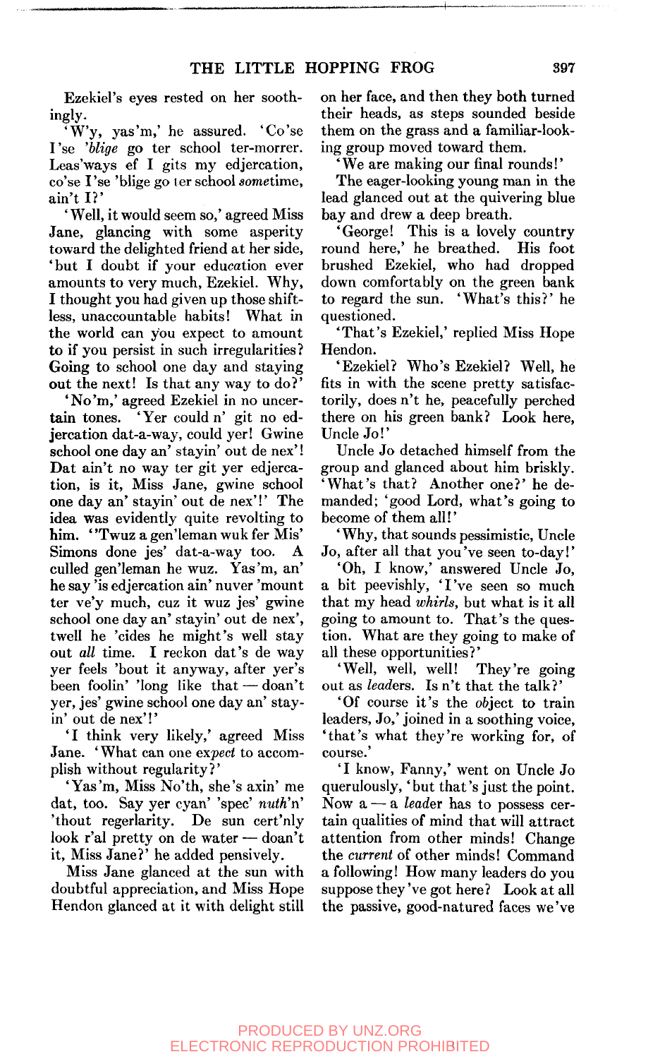Ezekiel's eyes rested on her soothingly.

'W'y, yas'm,' he assured. 'Co'se I'se *'blige* go ter school ter-morrer. Leas'ways ef I gits my edjercation, co'se I'se 'blige go ter school *some*time, ain't I?'

'Well, it would seem so,' agreed Miss Jane, glancing with some asperity toward the delighted friend at her side, 'but I doubt if your edu*cation* ever amounts to very much, Ezekiel. Why, I thought you had given up those shiftless, unaccountable habits! What in the world can you expect to amount to if you persist in such irregularities? Going to school one day and staying out the next! Is that any way to do?'

'No'm,' agreed Ezekiel in no uncertain tones. 'Yer could n' git no edjercation dat-a-way, could yer! Gwine school one day an' stayin' out de nex'! Dat ain't no way ter git yer edjercation, is it, Miss Jane, gwine school one day an' stayin' out de nex'!' The idea was evidently quite revolting to him. ''Twuz a gen'leman wuk fer Mis' Simons done jes' dat-a-way too. A culled gen'leman he wuz. Yas'm, an' he say 'is edjercation ain' nuver 'mount ter ve'y much, cuz it wuz jes' gwine school one day an' stayin' out de nex', twell he 'cides he might's well stay out *all* time. I reckon dat's de way yer feels 'bout it anyway, after yer's been foolin' 'long like that — doan't yer, jes' gwine school one day an' stayin' out de nex'!'

'I think very likely,' agreed Miss Jane. 'What can one ex*pect* to accomplish without regularity?'

'Yas'm, Miss No'th, she's axin' me dat, too. Say yer cyan' 'spec' *nuth*'n' 'thout regerlarity. De sun cert'nly look r'al pretty on de water — doan't it, Miss Jane?' he added pensively.

Miss Jane glanced at the sun with doubtful appreciation, and Miss Hope Hendon glanced at it with delight still on her face, and then they both turned their heads, as steps sounded beside them on the grass and a familiar-looking group moved toward them.

'We are making our final rounds!'

The eager-looking young man in the lead glanced out at the quivering blue bay and drew a deep breath.

'George! This is a lovely country round here,' he breathed. His foot brushed Ezekiel, who had dropped down comfortably on the green bank to regard the sun. 'What's this?' he questioned.

'That's Ezekiel,' replied Miss Hope Hendon.

'Ezekiel? Who's Ezekiel? Well, he fits in with the scene pretty satisfactorily, does n't he, peacefully perched there on his green bank? Look here, Uncle Jo!'

Uncle Jo detached himself from the group and glanced about him briskly. 'What's that? Another one?' he demanded; 'good Lord, what's going to become of them all!'

'Why, that sounds pessimistic, Uncle Jo, after all that you've seen to-day!'

'Oh, I know,' answered Uncle Jo, a bit peevishly, 'I've seen so much that my head *whirls*, but what is it all going to amount to. That's the question. What are they going to make of all these opportunities?'

'Well, well, well! They're going out as *lead*ers. Is n't that the talk?'

'Of course it's the *ob*ject to train leaders, Jo,' joined in a soothing voice, 'that's what they're working for, of course.'

'I know, Fanny,' went on Uncle Jo querulously, 'but that's just the point. Now a — a *leader* has to possess certain qualities of mind that will attract attention from other minds! Change the *current* of other minds! Command a following! How many leaders do you suppose they've got here? Look at all the passive, good-natured faces we've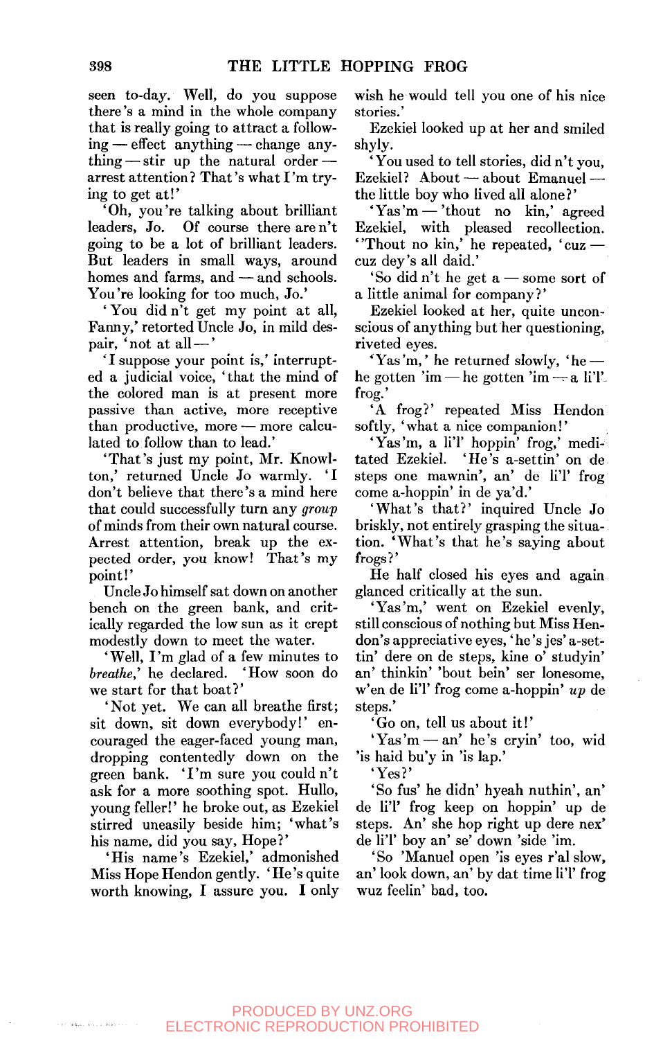seen to-day. Well, do you suppose there's a mind in the whole company that is really going to attract a following — effect anything — change anything — stir up the natural order — arrest attention? That's what I'm trying to get at!'

'Oh, you're talking about brilliant leaders, Jo. Of course there are n't going to be a lot of brilliant leaders. But leaders in small ways, around homes and farms, and — and schools. You're looking for too much, Jo.'

'You did n't get my point at all, Fanny,' retorted Uncle Jo, in mild despair, 'not at all —'

'I suppose your point is,' interrupted a judicial voice, 'that the mind of the colored man is at present more passive than active, more receptive than productive, more — more calculated to follow than to lead.'

'That's just my point, Mr. Knowlton,' returned Uncle Jo warmly. 'I don't believe that there's a mind here that could successfully turn any *group* of minds from their own natural course. Arrest attention, break up the expected order, you know! That's my point!'

Uncle Jo himself sat down on another bench on the green bank, and critically regarded the low sun as it crept modestly down to meet the water.

'Well, I'm glad of a few minutes to *breathe*,' he declared. 'How soon do we start for that boat?'

'Not yet. We can all breathe first; sit down, sit down everybody!' encouraged the eager-faced young man, dropping contentedly down on the green bank. 'I'm sure you could n't ask for a more soothing spot. Hullo, young feller!' he broke out, as Ezekiel stirred uneasily beside him; 'what's his name, did you say, Hope?'

'His name's Ezekiel,' admonished Miss Hope Hendon gently. 'He's quite worth knowing, I assure you. I only wish he would tell you one of his nice stories.'

Ezekiel looked up at her and smiled shyly.

'You used to tell stories, did n't you, Ezekiel? About — about Emanuel — the little boy who lived all alone?'

'Yas'm — 'thout no kin,' agreed Ezekiel, with pleased recollection. ''Thout no kin,' he repeated, 'cuz — cuz dey's all daid.'

'So did n't he get a — some sort of a little animal for company?'

Ezekiel looked at her, quite unconscious of anything but her questioning, riveted eyes.

'Yas'm,' he returned slowly, 'he — he gotten 'im — he gotten 'im — a li'l' frog.'

'A frog?' repeated Miss Hendon softly, 'what a nice companion!'

'Yas'm, a li'l' hoppin' frog,' meditated Ezekiel. 'He's a-settin' on de steps one mawnin', an' de li'l' frog come a-hoppin' in de ya'd.'

'What's that?' inquired Uncle Jo briskly, not entirely grasping the situation. 'What's that he's saying about frogs?'

He half closed his eyes and again glanced critically at the sun.

'Yas'm,' went on Ezekiel evenly, still conscious of nothing but Miss Hendon's appreciative eyes, 'he's jes' a-settin' dere on de steps, kine o' studyin' an' thinkin' 'bout bein' ser lonesome, w'en de li'l' frog come a-hoppin' *up* de steps.'

'Go on, tell us about it!'

'Yas'm — an' he's cryin' too, wid 'is haid bu'y in 'is lap.'

'Yes?'

'So fus' he didn' hyeah nuthin', an' de li'l' frog keep on hoppin' up de steps. An' she hop right up dere nex' de li'l' boy an' se' down 'side 'im.

'So 'Manuel open 'is eyes r'al slow, an' look down, an' by dat time li'l' frog wuz feelin' bad, too.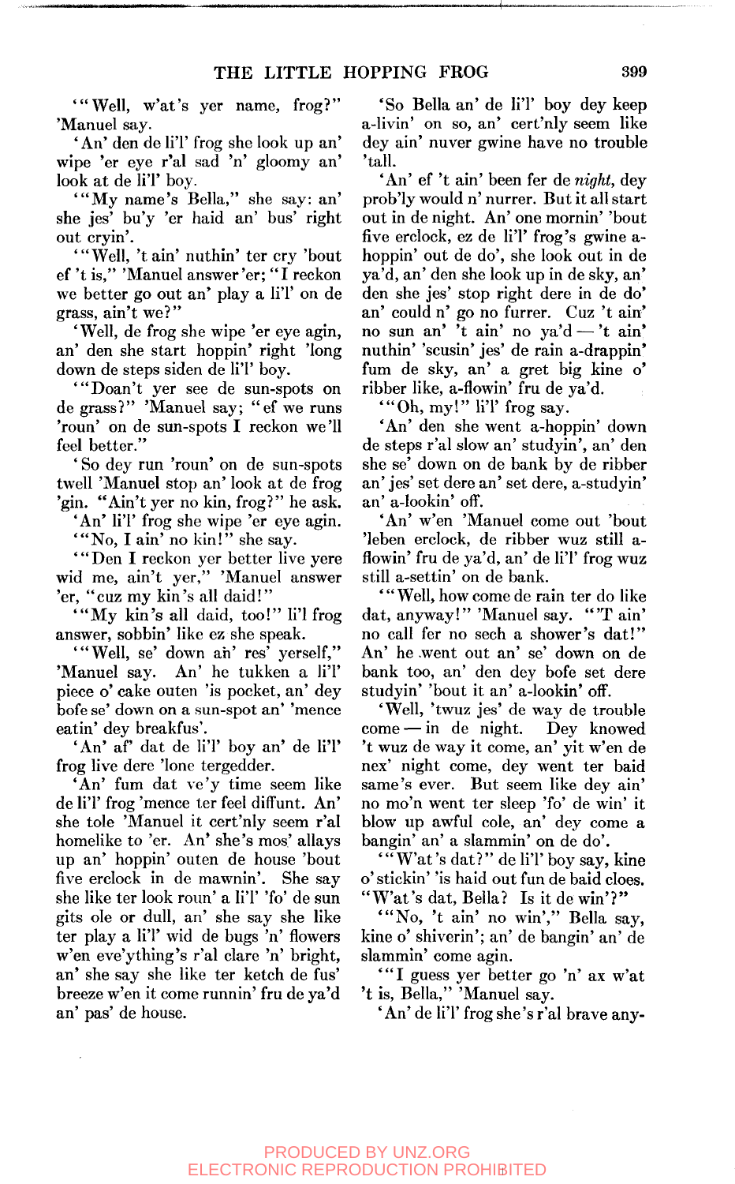'"Well, w'at's yer name, frog?" 'Manuel say.

'An' den de li'l' frog she look up an' wipe 'er eye r'al sad 'n' gloomy an' look at de li'l' boy.

'"My name's Bella," she say: an' she jes' bu'y 'er haid an' bus' right out cryin'.

'"Well, 't ain' nuthin' ter cry 'bout ef 't is," 'Manuel answer 'er; "I reckon we better go out an' play a li'l' on de grass, ain't we?"

'Well, de frog she wipe 'er eye agin, an' den she start hoppin' right 'long down de steps siden de li'l' boy.

'"Doan't yer see de sun-spots on de grass?" 'Manuel say; "ef we runs 'roun' on de sun-spots I reckon we'll feel better."

'So dey run 'roun' on de sun-spots twell 'Manuel stop an' look at de frog 'gin. "Ain't yer no kin, frog?" he ask.

'An' li'l' frog she wipe 'er eye agin.

'"No, I ain' no kin!" she say.

'"Den I reckon yer better live yere wid me, ain't yer," 'Manuel answer 'er, "cuz my kin's all daid!"

'"My kin's all daid, too!" li'l frog answer, sobbin' like ez she speak.

'"Well, se' down an' res' yerself," 'Manuel say. An' he tukken a li'l' piece o' cake outen 'is pocket, an' dey bofe se' down on a sun-spot an' 'mence eatin' dey breakfus'.

'An' af' dat de li'l' boy an' de li'l' frog live dere 'lone tergedder.

'An' fum dat ve'y time seem like de li'l' frog 'mence ter feel diffunt. An' she tole 'Manuel it cert'nly seem r'al homelike to 'er. An' she's mos' allays up an' hoppin' outen de house 'bout five erclock in de mawnin'. She say she like ter look roun' a li'l' 'fo' de sun gits ole or dull, an' she say she like ter play a li'l' wid de bugs 'n' flowers w'en eve'ything's r'al clare 'n' bright, an' she say she like ter ketch de fus' breeze w'en it come runnin' fru de ya'd an' pas' de house.

'So Bella an' de li'l' boy dey keep a-livin' on so, an' cert'nly seem like dey ain' nuver gwine have no trouble 'tall.

'An' ef 't ain' been fer de *night*, dey prob'ly would n' nurrer. But it all start out in de night. An' one mornin' 'bout five erclock, ez de li'l' frog's gwine a-hoppin' out de do', she look out in de ya'd, an' den she look up in de sky, an' den she jes' stop right dere in de do' an' could n' go no furrer. Cuz 't ain' no sun an' 't ain' no ya'd — 't ain' nuthin' 'scusin' jes' de rain a-drappin' fum de sky, an' a gret big kine o' ribber like, a-flowin' fru de ya'd.

'"Oh, my!" li'l' frog say.

'An' den she went a-hoppin' down de steps r'al slow an' studyin', an' den she se' down on de bank by de ribber an' jes' set dere an' set dere, a-studyin' an' a-lookin' off.

'An' w'en 'Manuel come out 'bout 'leben erclock, de ribber wuz still a-flowin' fru de ya'd, an' de li'l' frog wuz still a-settin' on de bank.

'"Well, how come de rain ter do like dat, anyway!" 'Manuel say. "'T ain' no call fer no sech a shower's dat!" An' he went out an' se' down on de bank too, an' den dey bofe set dere studyin' 'bout it an' a-lookin' off.

'Well, 'twuz jes' de way de trouble come — in de night. Dey knowed 't wuz de way it come, an' yit w'en de nex' night come, dey went ter baid same's ever. But seem like dey ain' no mo'n went ter sleep 'fo' de win' it blow up awful cole, an' dey come a bangin' an' a slammin' on de do'.

'"W'at's dat?" de li'l' boy say, kine o' stickin' 'is haid out fun de baid cloes. "W'at's dat, Bella? Is it de win'?"

'"No, 't ain' no win'," Bella say, kine o' shiverin'; an' de bangin' an' de slammin' come agin.

'"I guess yer better go 'n' ax w'at 't is, Bella," 'Manuel say.

'An' de li'l' frog she's r'al brave any-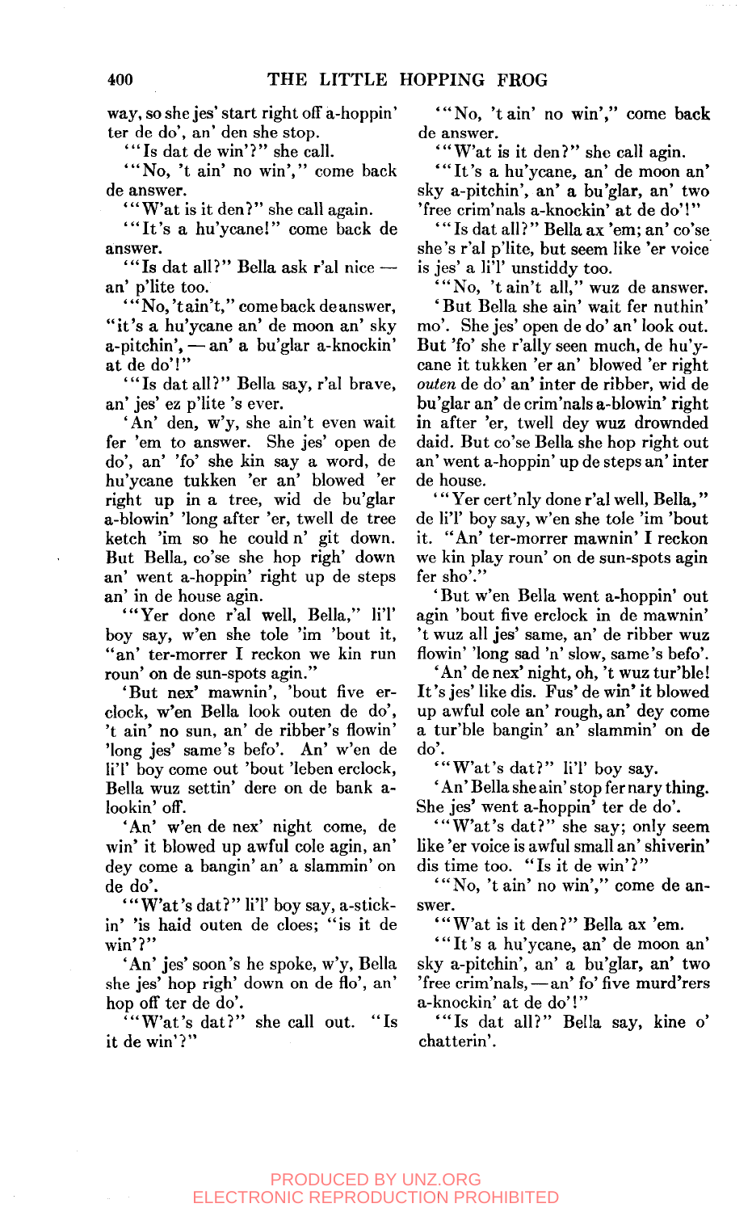way, so she jes' start right off a-hoppin' ter de do', an' den she stop.

'"Is dat de win'?" she call.

'"No, 't ain' no win'," come back de answer.

'"W'at is it den?" she call again.

'"It's a hu'ycane!" come back de answer.

'"Is dat all?" Bella ask r'al nice — an' p'lite too.

'"No, 'tain't," come back de answer, "it's a hu'ycane an' de moon an' sky a-pitchin', — an' a bu'glar a-knockin' at de do'!"

'"Is dat all?" Bella say, r'al brave, an' jes' ez p'lite 's ever.

'An' den, w'y, she ain't even wait fer 'em to answer. She jes' open de do', an' 'fo' she kin say a word, de hu'ycane tukken 'er an' blowed 'er right up in a tree, wid de bu'glar a-blowin' 'long after 'er, twell de tree ketch 'im so he could n' git down. But Bella, co'se she hop righ' down an' went a-hoppin' right up de steps an' in de house agin.

'"Yer done r'al well, Bella," li'l' boy say, w'en she tole 'im 'bout it, "an' ter-morrer I reckon we kin run roun' on de sun-spots agin."

'But nex' mawnin', 'bout five er-clock, w'en Bella look outen de do', 't ain' no sun, an' de ribber's flowin' 'long jes' same's befo'. An' w'en de li'l' boy come out 'bout 'leben erclock, Bella wuz settin' dere on de bank a-lookin' off.

'An' w'en de nex' night come, de win' it blowed up awful cole agin, an' dey come a bangin' an' a slammin' on de do'.

'"W'at's dat?" li'l' boy say, a-stickin' 'is haid outen de cloes; "is it de win'?"

'An' jes' soon's he spoke, w'y, Bella she jes' hop righ' down on de flo', an' hop off ter de do'.

'"W'at's dat?" she call out. "Is it de win'?"

'"No, 't ain' no win'," come back de answer.

'"W'at is it den?" she call agin.

'"It's a hu'ycane, an' de moon an' sky a-pitchin', an' a bu'glar, an' two 'free crim'nals a-knockin' at de do'!"

'"Is dat all?" Bella ax 'em; an' co'se she's r'al p'lite, but seem like 'er voice is jes' a li'l' unstiddy too.

'"No, 't ain't all," wuz de answer.

'But Bella she ain' wait fer nuthin' mo'. She jes' open de do' an' look out. But 'fo' she r'ally seen much, de hu'ycane it tukken 'er an' blowed 'er right *outen* de do' an' inter de ribber, wid de bu'glar an' de crim'nals a-blowin' right in after 'er, twell dey wuz drownded daid. But co'se Bella she hop right out an' went a-hoppin' up de steps an' inter de house.

'"Yer cert'nly done r'al well, Bella," de li'l' boy say, w'en she tole 'im 'bout it. "An' ter-morrer mawnin' I reckon we kin play roun' on de sun-spots agin fer sho'."

'But w'en Bella went a-hoppin' out agin 'bout five erclock in de mawnin' 't wuz all jes' same, an' de ribber wuz flowin' 'long sad 'n' slow, same's befo'.

'An' de nex' night, oh, 't wuz tur'ble! It's jes' like dis. Fus' de win' it blowed up awful cole an' rough, an' dey come a tur'ble bangin' an' slammin' on de do'.

'"W'at's dat?" li'l' boy say.

'An' Bella she ain' stop fer nary thing. She jes' went a-hoppin' ter de do'.

'"W'at's dat?" she say; only seem like 'er voice is awful small an' shiverin' dis time too. "Is it de win'?"

'"No, 't ain' no win'," come de answer.

'"W'at is it den?" Bella ax 'em.

'"It's a hu'ycane, an' de moon an' sky a-pitchin', an' a bu'glar, an' two 'free crim'nals, — an' fo' five murd'rers a-knockin' at de do'!"

'"Is dat all?" Bella say, kine o' chatterin'.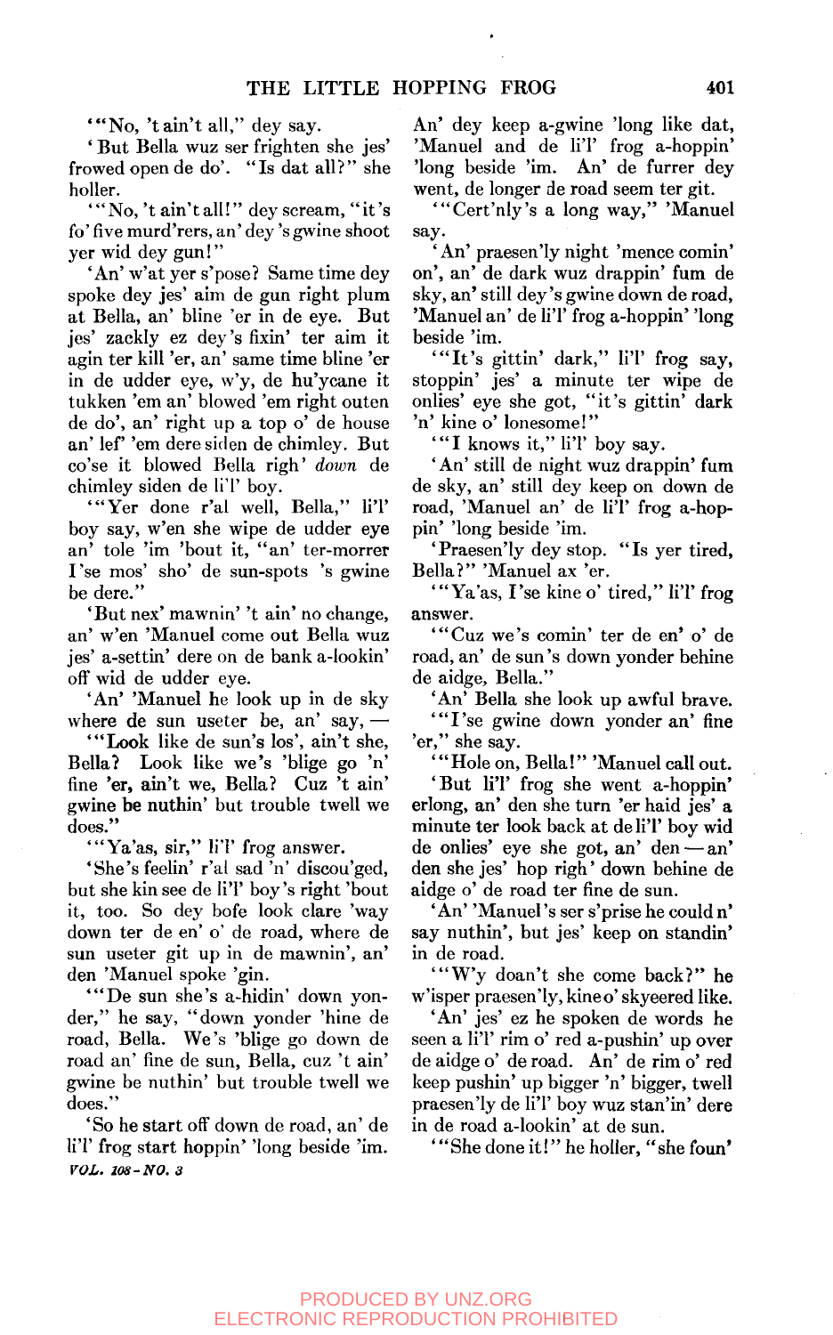'"No, 't ain't all," dey say.

'But Bella wuz ser frighten she jes' frowed open de do'. "Is dat all?" she holler.

'"No, 't ain't all!" dey scream, "it's fo' five murd'rers, an' dey 's gwine shoot yer wid dey gun!"

'An' w'at yer s'pose? Same time dey spoke dey jes' aim de gun right plum at Bella, an' bline 'er in de eye. But jes' zackly ez dey's fixin' ter aim it agin ter kill 'er, an' same time bline 'er in de udder eye, w'y, de hu'ycane it tukken 'em an' blowed 'em right outen de do', an' right up a top o' de house an' lef' 'em dere siden de chimley. But co'se it blowed Bella righ' *down* de chimley siden de li'l' boy.

'"Yer done r'al well, Bella," li'l' boy say, w'en she wipe de udder eye an' tole 'im 'bout it, "an' ter-morrer I'se mos' sho' de sun-spots 's gwine be dere."

'But nex' mawnin' 't ain' no change, an' w'en 'Manuel come out Bella wuz jes' a-settin' dere on de bank a-lookin' off wid de udder eye.

'An' 'Manuel he look up in de sky where de sun useter be, an' say, —

'"Look like de sun's los', ain't she, Bella? Look like we's 'blige go 'n' fine 'er, ain't we, Bella? Cuz 't ain' gwine be nuthin' but trouble twell we does."

'"Ya'as, sir," li'l' frog answer.

'She's feelin' r'al sad 'n' discou'ged, but she kin see de li'l' boy's right 'bout it, too. So dey bofe look clare 'way down ter de en' o' de road, where de sun useter git up in de mawnin', an' den 'Manuel spoke 'gin.

'"De sun she's a-hidin' down yonder," he say, "down yonder 'hine de road, Bella. We's 'blige go down de road an' fine de sun, Bella, cuz 't ain' gwine be nuthin' but trouble twell we does."

'So he start off down de road, an' de li'l' frog start hoppin' 'long beside 'im. An' dey keep a-gwine 'long like dat, 'Manuel and de li'l' frog a-hoppin' 'long beside 'im. An' de furrer dey went, de longer de road seem ter git.

'"Cert'nly's a long way," 'Manuel say.

'An' praesen'ly night 'mence comin' on', an' de dark wuz drappin' fum de sky, an' still dey's gwine down de road, 'Manuel an' de li'l' frog a-hoppin' 'long beside 'im.

'"It's gittin' dark," li'l' frog say, stoppin' jes' a minute ter wipe de onlies' eye she got, "it's gittin' dark 'n' kine o' lonesome!"

'"I knows it," li'l' boy say.

'An' still de night wuz drappin' fum de sky, an' still dey keep on down de road, 'Manuel an' de li'l' frog a-hoppin' 'long beside 'im.

'Praesen'ly dey stop. "Is yer tired, Bella?" 'Manuel ax 'er.

'"Ya'as, I'se kine o' tired," li'l' frog answer.

'"Cuz we's comin' ter de en' o' de road, an' de sun's down yonder behine de aidge, Bella."

'An' Bella she look up awful brave.

'"I'se gwine down yonder an' fine 'er," she say.

'"Hole on, Bella!" 'Manuel call out.

'But li'l' frog she went a-hoppin' erlong, an' den she turn 'er haid jes' a minute ter look back at de li'l' boy wid de onlies' eye she got, an' den — an' den she jes' hop righ' down behine de aidge o' de road ter fine de sun.

'An' 'Manuel's ser s'prise he could n' say nuthin', but jes' keep on standin' in de road.

'"W'y doan't she come back?" he w'isper praesen'ly, kine o' skyeered like.

'An' jes' ez he spoken de words he seen a li'l' rim o' red a-pushin' up over de aidge o' de road. An' de rim o' red keep pushin' up bigger 'n' bigger, twell praesen'ly de li'l' boy wuz stan'in' dere in de road a-lookin' at de sun.

'"She done it!" he holler, "she foun'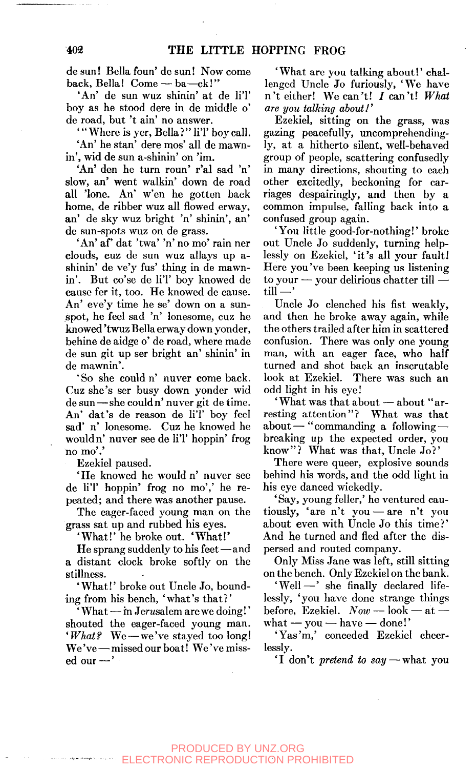de sun! Bella foun' de sun! Now come back, Bella! Come — ba—ck!"

'An' de sun wuz shinin' at de li'l' boy as he stood dere in de middle o' de road, but 't ain' no answer.

'"Where is yer, Bella?" li'l' boy call.

'An' he stan' dere mos' all de mawnin', wid de sun a-shinin' on 'im.

'An' den he turn roun' r'al sad 'n' slow, an' went walkin' down de road all 'lone. An' w'en he gotten back home, de ribber wuz all flowed erway, an' de sky wuz bright 'n' shinin', an' de sun-spots wuz on de grass.

'An' af' dat 'twa' 'n' no mo' rain ner clouds, cuz de sun wuz allays up a-shinin' de ve'y fus' thing in de mawnin'. But co'se de li'l' boy knowed de cause fer it, too. He knowed de cause. An' eve'y time he se' down on a sun-spot, he feel sad 'n' lonesome, cuz he knowed 'twuz Bella erway down yonder, behine de aidge o' de road, where made de sun git up ser bright an' shinin' in de mawnin'.

'So she could n' nuver come back. Cuz she's ser busy down yonder wid de sun — she could n' nuver git de time. An' dat's de reason de li'l' boy feel sad' n' lonesome. Cuz he knowed he would n' nuver see de li'l' hoppin' frog no mo'.'

Ezekiel paused.

'He knowed he would n' nuver see de li'l' hoppin' frog no mo',' he repeated; and there was another pause.

The eager-faced young man on the grass sat up and rubbed his eyes.

'What!' he broke out. 'What!'

He sprang suddenly to his feet — and a distant clock broke softly on the stillness.

'What!' broke out Uncle Jo, bounding from his bench, 'what's that?'

'What — in Jer*usalem* are we doing!' shouted the eager-faced young man. '*What?* We — we've stayed too long! We've — missed our boat! We've missed our —'

'What are you talking about!' challenged Uncle Jo furiously, 'We have n't either! We can't! *I* can't! *What are you talking about!*'

Ezekiel, sitting on the grass, was gazing peacefully, uncomprehendingly, at a hitherto silent, well-behaved group of people, scattering confusedly in many directions, shouting to each other excitedly, beckoning for carriages despairingly, and then by a common impulse, falling back into a confused group again.

'You little good-for-nothing!' broke out Uncle Jo suddenly, turning helplessly on Ezekiel, 'it's all your fault! Here you've been keeping us listening to your — your delirious chatter till — till —'

Uncle Jo clenched his fist weakly, and then he broke away again, while the others trailed after him in scattered confusion. There was only one young man, with an eager face, who half turned and shot back an inscrutable look at Ezekiel. There was such an odd light in his eye!

'What was that about — about "arresting attention"? What was that about — "commanding a following — breaking up the expected order, you know"? What was that, Uncle Jo?'

There were queer, explosive sounds behind his words, and the odd light in his eye danced wickedly.

'Say, young feller,' he ventured cautiously, 'are n't you — are n't you about even with Uncle Jo this time?' And he turned and fled after the dispersed and routed company.

Only Miss Jane was left, still sitting on the bench. Only Ezekiel on the bank.

'Well —' she finally declared lifelessly, 'you have done strange things before, Ezekiel. *Now* — look — at — what — you — have — done!'

'Yas'm,' conceded Ezekiel cheerlessly.

'I don't *pretend to say* — what you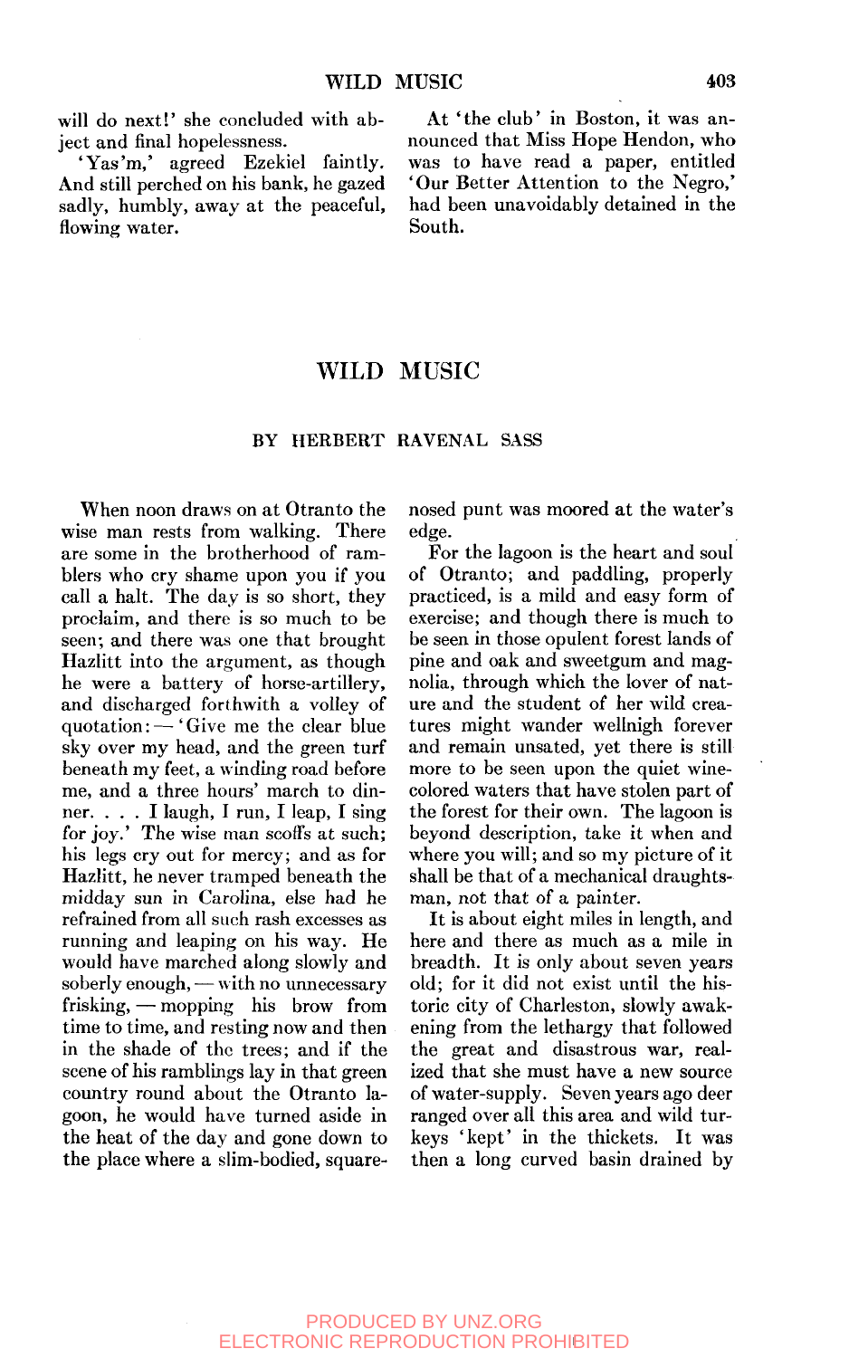will do next!' she concluded with abject and final hopelessness.

'Yas'm,' agreed Ezekiel faintly. And still perched on his bank, he gazed sadly, humbly, away at the peaceful, flowing water.

At 'the club' in Boston, it was announced that Miss Hope Hendon, who was to have read a paper, entitled 'Our Better Attention to the Negro,' had been unavoidably detained in the South.

# WILD MUSIC

### BY HERBERT RAVENAL SASS

When noon draws on at Otranto the wise man rests from walking. There are some in the brotherhood of ramblers who cry shame upon you if you call a halt. The day is so short, they proclaim, and there is so much to be seen; and there was one that brought Hazlitt into the argument, as though he were a battery of horse-artillery, and discharged forthwith a volley of quotation: — 'Give me the clear blue sky over my head, and the green turf beneath my feet, a winding road before me, and a three hours' march to dinner. . . . I laugh, I run, I leap, I sing for joy.' The wise man scoffs at such; his legs cry out for mercy; and as for Hazlitt, he never tramped beneath the midday sun in Carolina, else had he refrained from all such rash excesses as running and leaping on his way. He would have marched along slowly and soberly enough, — with no unnecessary frisking, — mopping his brow from time to time, and resting now and then in the shade of the trees; and if the scene of his ramblings lay in that green country round about the Otranto lagoon, he would have turned aside in the heat of the day and gone down to the place where a slim-bodied, square-nosed punt was moored at the water's edge.

For the lagoon is the heart and soul of Otranto; and paddling, properly practiced, is a mild and easy form of exercise; and though there is much to be seen in those opulent forest lands of pine and oak and sweetgum and magnolia, through which the lover of nature and the student of her wild creatures might wander wellnigh forever and remain unsated, yet there is still more to be seen upon the quiet wine-colored waters that have stolen part of the forest for their own. The lagoon is beyond description, take it when and where you will; and so my picture of it shall be that of a mechanical draughtsman, not that of a painter.

It is about eight miles in length, and here and there as much as a mile in breadth. It is only about seven years old; for it did not exist until the historic city of Charleston, slowly awakening from the lethargy that followed the great and disastrous war, realized that she must have a new source of water-supply. Seven years ago deer ranged over all this area and wild turkeys 'kept' in the thickets. It was then a long curved basin drained by